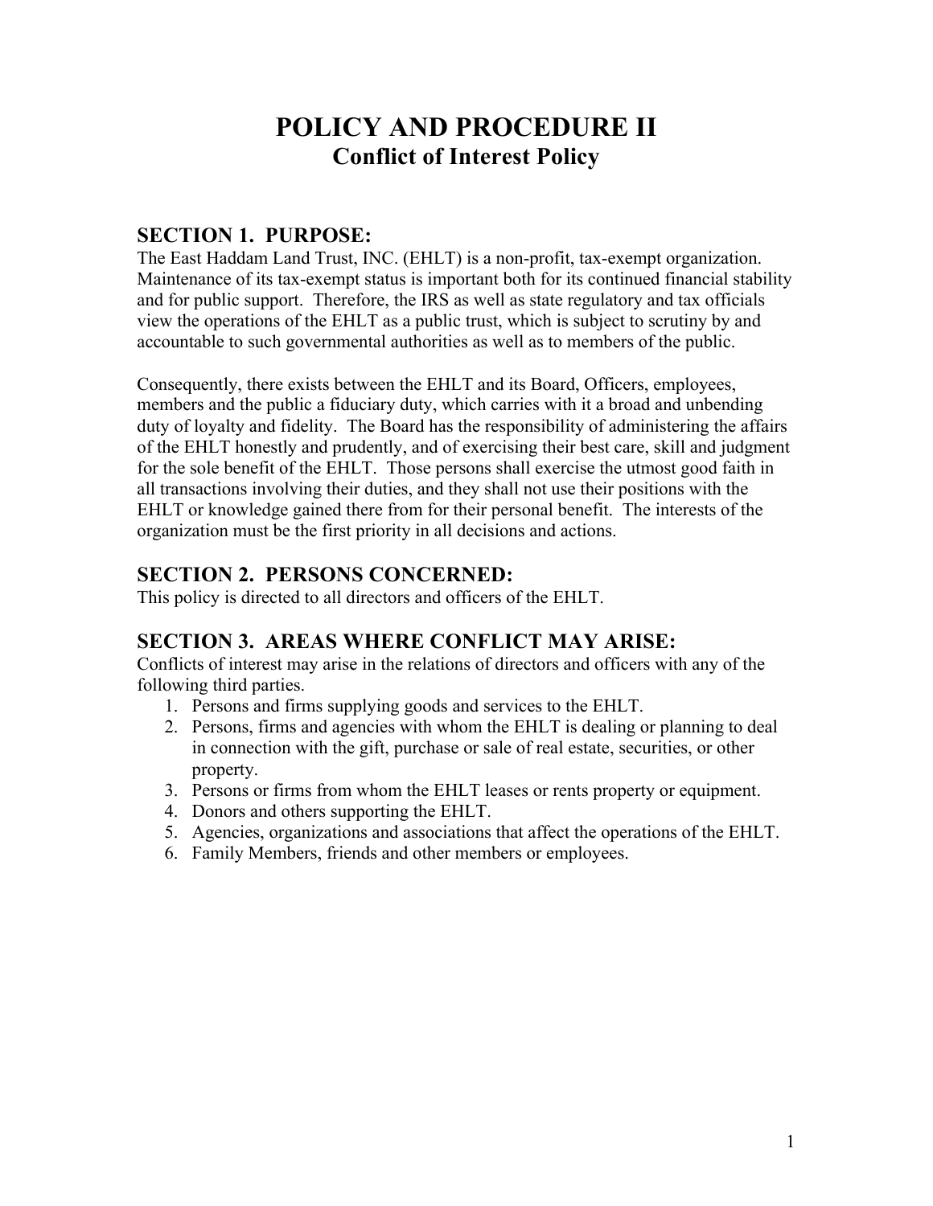# POLICY AND PROCEDURE II

## Conflict of Interest Policy

### SECTION 1. PURPOSE:

The East Haddam Land Trust, INC. (EHLT) is a non-profit, tax-exempt organization. Maintenance of its tax-exempt status is important both for its continued financial stability and for public support. Therefore, the IRS as well as state regulatory and tax officials view the operations of the EHLT as a public trust, which is subject to scrutiny by and accountable to such governmental authorities as well as to members of the public.

Consequently, there exists between the EHLT and its Board, Officers, employees, members and the public a fiduciary duty, which carries with it a broad and unbending duty of loyalty and fidelity. The Board has the responsibility of administering the affairs of the EHLT honestly and prudently, and of exercising their best care, skill and judgment for the sole benefit of the EHLT. Those persons shall exercise the utmost good faith in all transactions involving their duties, and they shall not use their positions with the EHLT or knowledge gained there from for their personal benefit. The interests of the organization must be the first priority in all decisions and actions.

### SECTION 2. PERSONS CONCERNED:

This policy is directed to all directors and officers of the EHLT.

### SECTION 3. AREAS WHERE CONFLICT MAY ARISE:

Conflicts of interest may arise in the relations of directors and officers with any of the following third parties.

1. Persons and firms supplying goods and services to the EHLT.
2. Persons, firms and agencies with whom the EHLT is dealing or planning to deal in connection with the gift, purchase or sale of real estate, securities, or other property.
3. Persons or firms from whom the EHLT leases or rents property or equipment.
4. Donors and others supporting the EHLT.
5. Agencies, organizations and associations that affect the operations of the EHLT.
6. Family Members, friends and other members or employees.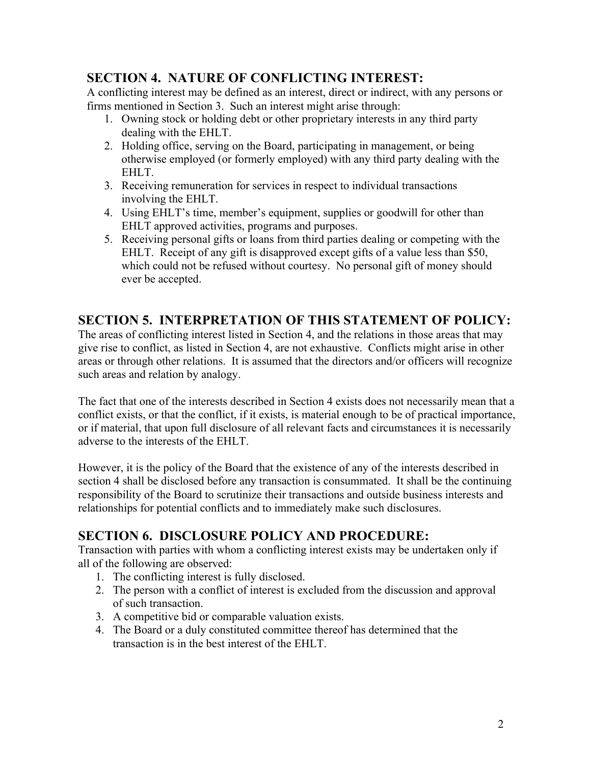## SECTION 4. NATURE OF CONFLICTING INTEREST:

A conflicting interest may be defined as an interest, direct or indirect, with any persons or firms mentioned in Section 3. Such an interest might arise through:

1. Owning stock or holding debt or other proprietary interests in any third party dealing with the EHLT.
2. Holding office, serving on the Board, participating in management, or being otherwise employed (or formerly employed) with any third party dealing with the EHLT.
3. Receiving remuneration for services in respect to individual transactions involving the EHLT.
4. Using EHLT's time, member's equipment, supplies or goodwill for other than EHLT approved activities, programs and purposes.
5. Receiving personal gifts or loans from third parties dealing or competing with the EHLT. Receipt of any gift is disapproved except gifts of a value less than $50, which could not be refused without courtesy. No personal gift of money should ever be accepted.

## SECTION 5. INTERPRETATION OF THIS STATEMENT OF POLICY:

The areas of conflicting interest listed in Section 4, and the relations in those areas that may give rise to conflict, as listed in Section 4, are not exhaustive. Conflicts might arise in other areas or through other relations. It is assumed that the directors and/or officers will recognize such areas and relation by analogy.

The fact that one of the interests described in Section 4 exists does not necessarily mean that a conflict exists, or that the conflict, if it exists, is material enough to be of practical importance, or if material, that upon full disclosure of all relevant facts and circumstances it is necessarily adverse to the interests of the EHLT.

However, it is the policy of the Board that the existence of any of the interests described in section 4 shall be disclosed before any transaction is consummated. It shall be the continuing responsibility of the Board to scrutinize their transactions and outside business interests and relationships for potential conflicts and to immediately make such disclosures.

## SECTION 6. DISCLOSURE POLICY AND PROCEDURE:

Transaction with parties with whom a conflicting interest exists may be undertaken only if all of the following are observed:

1. The conflicting interest is fully disclosed.
2. The person with a conflict of interest is excluded from the discussion and approval of such transaction.
3. A competitive bid or comparable valuation exists.
4. The Board or a duly constituted committee thereof has determined that the transaction is in the best interest of the EHLT.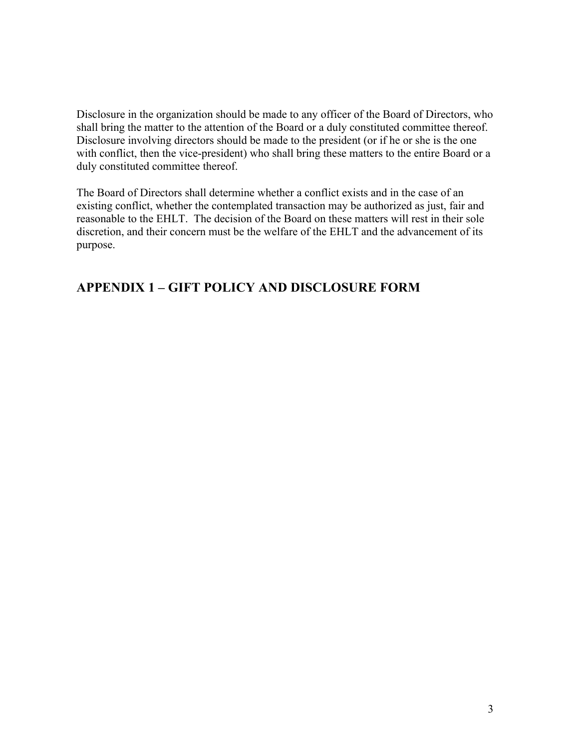Disclosure in the organization should be made to any officer of the Board of Directors, who shall bring the matter to the attention of the Board or a duly constituted committee thereof. Disclosure involving directors should be made to the president (or if he or she is the one with conflict, then the vice-president) who shall bring these matters to the entire Board or a duly constituted committee thereof.

The Board of Directors shall determine whether a conflict exists and in the case of an existing conflict, whether the contemplated transaction may be authorized as just, fair and reasonable to the EHLT. The decision of the Board on these matters will rest in their sole discretion, and their concern must be the welfare of the EHLT and the advancement of its purpose.

## APPENDIX 1 – GIFT POLICY AND DISCLOSURE FORM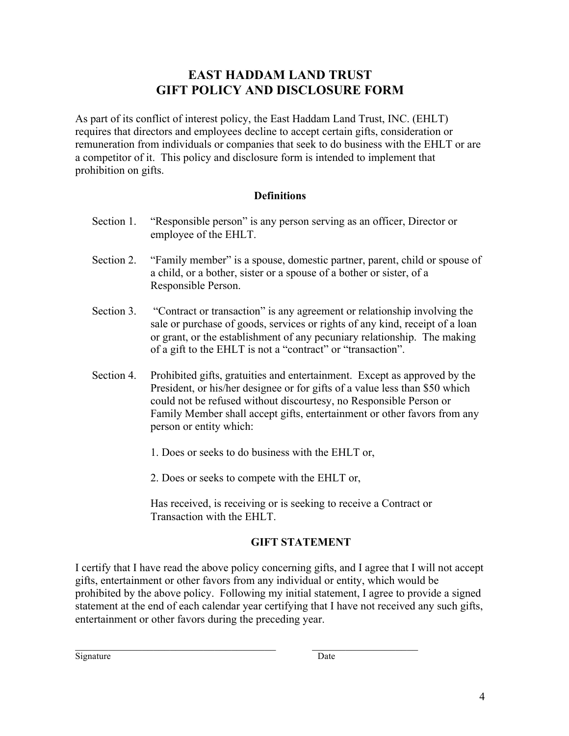# EAST HADDAM LAND TRUST
# GIFT POLICY AND DISCLOSURE FORM

As part of its conflict of interest policy, the East Haddam Land Trust, INC. (EHLT) requires that directors and employees decline to accept certain gifts, consideration or remuneration from individuals or companies that seek to do business with the EHLT or are a competitor of it. This policy and disclosure form is intended to implement that prohibition on gifts.

## Definitions

Section 1. "Responsible person" is any person serving as an officer, Director or employee of the EHLT.

Section 2. "Family member" is a spouse, domestic partner, parent, child or spouse of a child, or a bother, sister or a spouse of a bother or sister, of a Responsible Person.

Section 3. "Contract or transaction" is any agreement or relationship involving the sale or purchase of goods, services or rights of any kind, receipt of a loan or grant, or the establishment of any pecuniary relationship. The making of a gift to the EHLT is not a "contract" or "transaction".

Section 4. Prohibited gifts, gratuities and entertainment. Except as approved by the President, or his/her designee or for gifts of a value less than $50 which could not be refused without discourtesy, no Responsible Person or Family Member shall accept gifts, entertainment or other favors from any person or entity which:

1. Does or seeks to do business with the EHLT or,

2. Does or seeks to compete with the EHLT or,

Has received, is receiving or is seeking to receive a Contract or Transaction with the EHLT.

## GIFT STATEMENT

I certify that I have read the above policy concerning gifts, and I agree that I will not accept gifts, entertainment or other favors from any individual or entity, which would be prohibited by the above policy. Following my initial statement, I agree to provide a signed statement at the end of each calendar year certifying that I have not received any such gifts, entertainment or other favors during the preceding year.

\_\_\_\_\_\_\_\_\_\_\_\_\_\_\_\_\_\_\_\_\_\_\_\_\_\_\_\_\_\_\_\_\_\_\_\_\_\_\_\_ \_\_\_\_\_\_\_\_\_\_\_\_\_\_\_\_\_\_\_\_\_\_

Signature Date